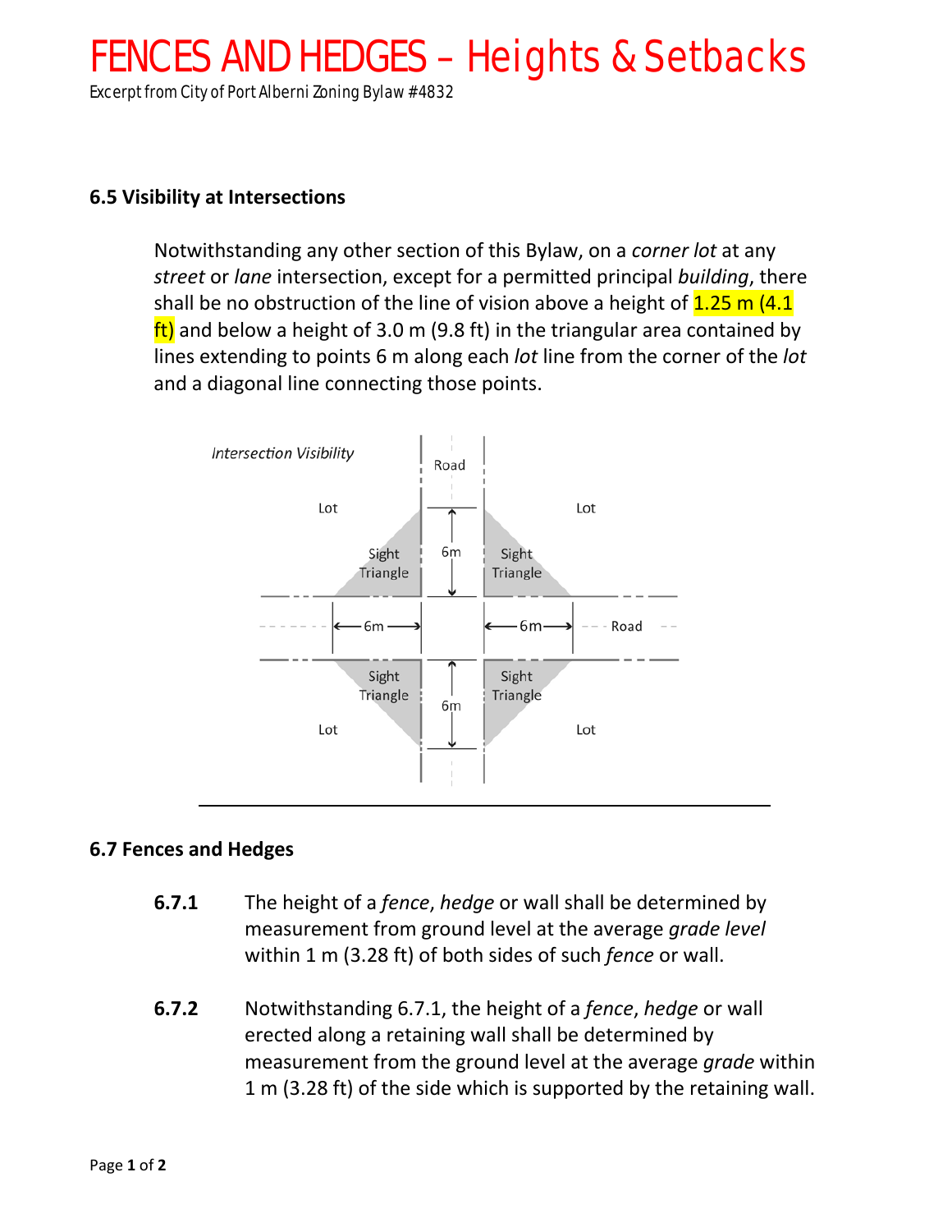# FENCES AND HEDGES – Heights & Setbacks

Excerpt from City of Port Alberni Zoning Bylaw #4832

### 6.5 Visibility at Intersections

Notwithstanding any other section of this Bylaw, on a *corner lot* at any *street* or *lane* intersection, except for a permitted principal *building*, there shall be no obstruction of the line of vision above a height of 1.25 m (4.1 ft) and below a height of 3.0 m (9.8 ft) in the triangular area contained by lines extending to points 6 m along each *lot* line from the corner of the *lot* and a diagonal line connecting those points.

*Intersection Visibility*

Road

Lot | Lot

Sight Triangle | 6m | Sight Triangle

6m | 6m | Road

Sight Triangle | 6m | Sight Triangle

Lot | Lot

---

### 6.7 Fences and Hedges

**6.7.1** The height of a *fence*, *hedge* or wall shall be determined by measurement from ground level at the average *grade level* within 1 m (3.28 ft) of both sides of such *fence* or wall.

**6.7.2** Notwithstanding 6.7.1, the height of a *fence*, *hedge* or wall erected along a retaining wall shall be determined by measurement from the ground level at the average *grade* within 1 m (3.28 ft) of the side which is supported by the retaining wall.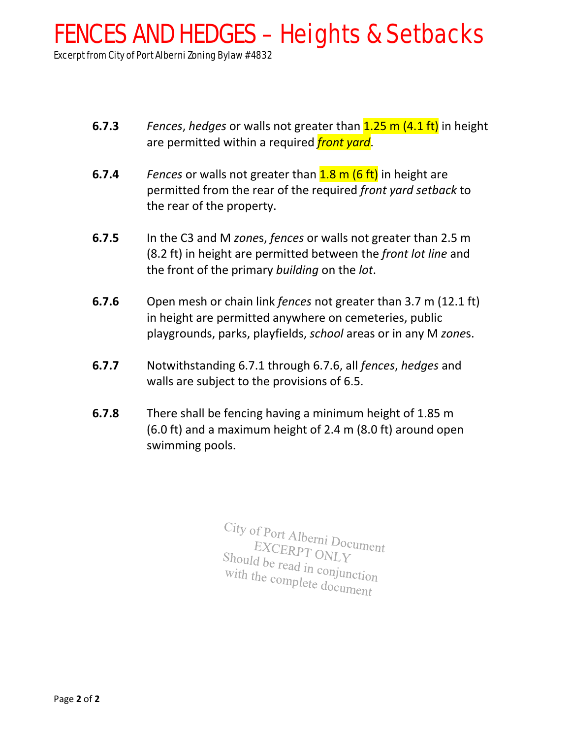# FENCES AND HEDGES – Heights & Setbacks

*Excerpt from City of Port Alberni Zoning Bylaw #4832*

**6.7.3** *Fences*, *hedges* or walls not greater than 1.25 m (4.1 ft) in height are permitted within a required *front yard*.

**6.7.4** *Fences* or walls not greater than 1.8 m (6 ft) in height are permitted from the rear of the required *front yard setback* to the rear of the property.

**6.7.5** In the C3 and M *zone*s, *fences* or walls not greater than 2.5 m (8.2 ft) in height are permitted between the *front lot line* and the front of the primary *building* on the *lot*.

**6.7.6** Open mesh or chain link *fences* not greater than 3.7 m (12.1 ft) in height are permitted anywhere on cemeteries, public playgrounds, parks, playfields, *school* areas or in any M *zone*s.

**6.7.7** Notwithstanding 6.7.1 through 6.7.6, all *fences*, *hedges* and walls are subject to the provisions of 6.5.

**6.7.8** There shall be fencing having a minimum height of 1.85 m (6.0 ft) and a maximum height of 2.4 m (8.0 ft) around open swimming pools.

City of Port Alberni Document
EXCERPT ONLY
Should be read in conjunction
with the complete document